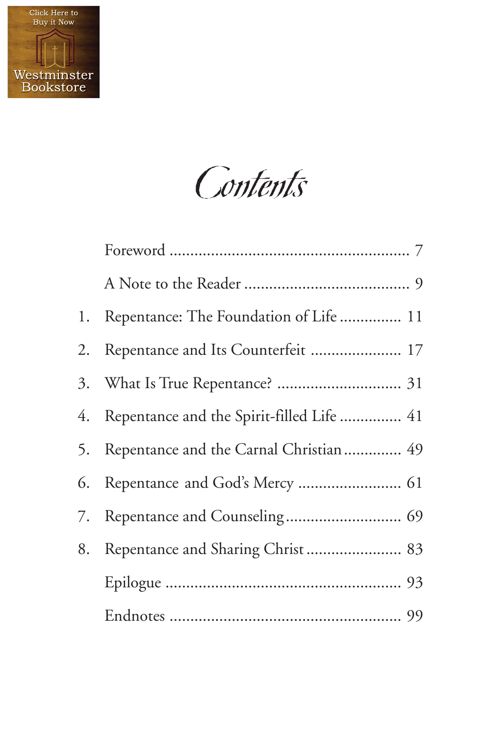# Contents

| | | |
|---|---|---|
| | Foreword | 7 |
| | A Note to the Reader | 9 |
| 1. | Repentance: The Foundation of Life | 11 |
| 2. | Repentance and Its Counterfeit | 17 |
| 3. | What Is True Repentance? | 31 |
| 4. | Repentance and the Spirit-filled Life | 41 |
| 5. | Repentance and the Carnal Christian | 49 |
| 6. | Repentance and God's Mercy | 61 |
| 7. | Repentance and Counseling | 69 |
| 8. | Repentance and Sharing Christ | 83 |
| | Epilogue | 93 |
| | Endnotes | 99 |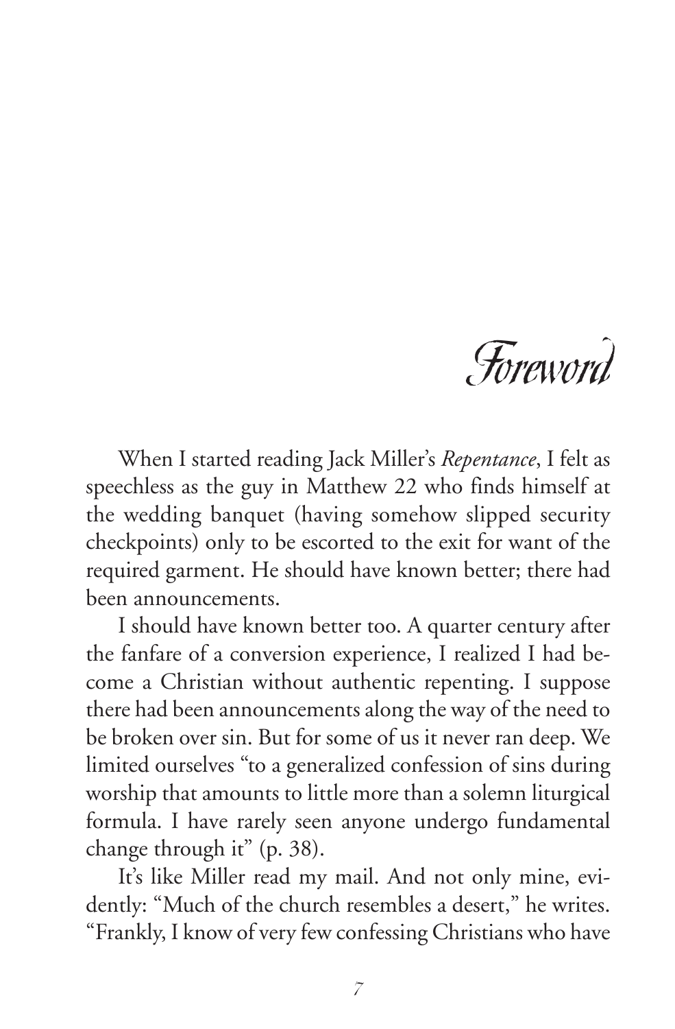# Foreword

When I started reading Jack Miller's *Repentance*, I felt as speechless as the guy in Matthew 22 who finds himself at the wedding banquet (having somehow slipped security checkpoints) only to be escorted to the exit for want of the required garment. He should have known better; there had been announcements.

I should have known better too. A quarter century after the fanfare of a conversion experience, I realized I had become a Christian without authentic repenting. I suppose there had been announcements along the way of the need to be broken over sin. But for some of us it never ran deep. We limited ourselves "to a generalized confession of sins during worship that amounts to little more than a solemn liturgical formula. I have rarely seen anyone undergo fundamental change through it" (p. 38).

It's like Miller read my mail. And not only mine, evidently: "Much of the church resembles a desert," he writes. "Frankly, I know of very few confessing Christians who have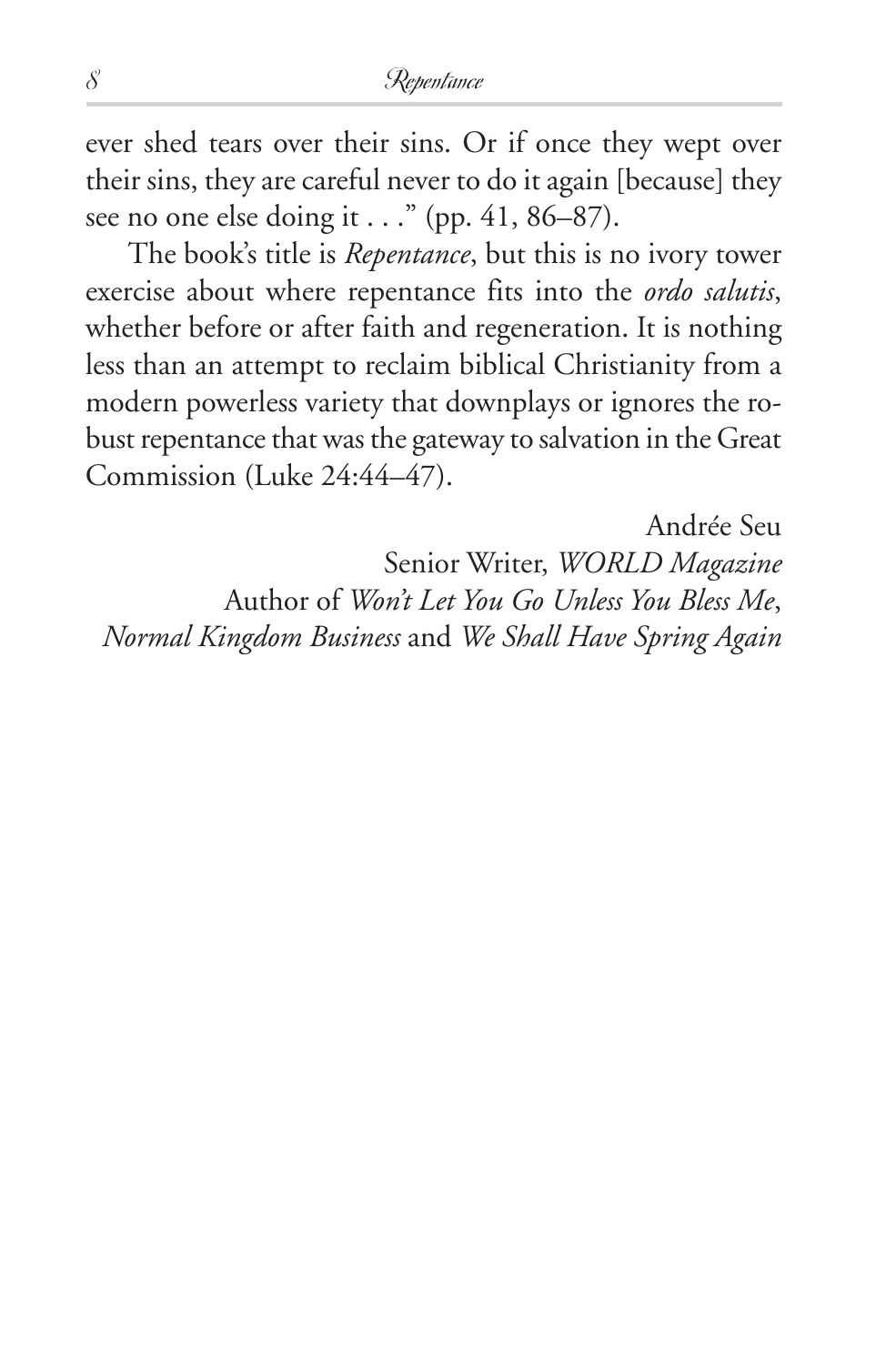ever shed tears over their sins. Or if once they wept over their sins, they are careful never to do it again [because] they see no one else doing it . . ." (pp. 41, 86–87).

The book's title is *Repentance*, but this is no ivory tower exercise about where repentance fits into the *ordo salutis*, whether before or after faith and regeneration. It is nothing less than an attempt to reclaim biblical Christianity from a modern powerless variety that downplays or ignores the robust repentance that was the gateway to salvation in the Great Commission (Luke 24:44–47).

Andrée Seu
Senior Writer, *WORLD Magazine*
Author of *Won't Let You Go Unless You Bless Me*, *Normal Kingdom Business* and *We Shall Have Spring Again*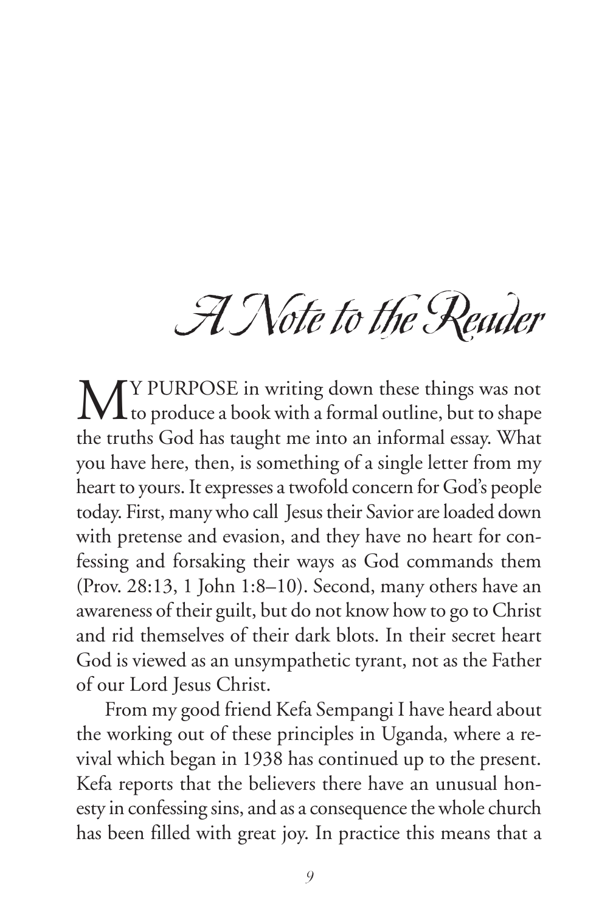# A Note to the Reader

MY PURPOSE in writing down these things was not to produce a book with a formal outline, but to shape the truths God has taught me into an informal essay. What you have here, then, is something of a single letter from my heart to yours. It expresses a twofold concern for God's people today. First, many who call Jesus their Savior are loaded down with pretense and evasion, and they have no heart for confessing and forsaking their ways as God commands them (Prov. 28:13, 1 John 1:8–10). Second, many others have an awareness of their guilt, but do not know how to go to Christ and rid themselves of their dark blots. In their secret heart God is viewed as an unsympathetic tyrant, not as the Father of our Lord Jesus Christ.

From my good friend Kefa Sempangi I have heard about the working out of these principles in Uganda, where a revival which began in 1938 has continued up to the present. Kefa reports that the believers there have an unusual honesty in confessing sins, and as a consequence the whole church has been filled with great joy. In practice this means that a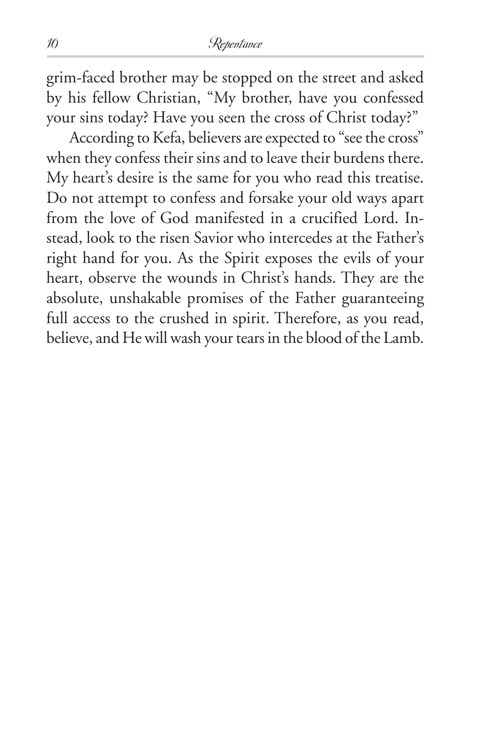grim-faced brother may be stopped on the street and asked by his fellow Christian, "My brother, have you confessed your sins today? Have you seen the cross of Christ today?"

According to Kefa, believers are expected to "see the cross" when they confess their sins and to leave their burdens there. My heart's desire is the same for you who read this treatise. Do not attempt to confess and forsake your old ways apart from the love of God manifested in a crucified Lord. Instead, look to the risen Savior who intercedes at the Father's right hand for you. As the Spirit exposes the evils of your heart, observe the wounds in Christ's hands. They are the absolute, unshakable promises of the Father guaranteeing full access to the crushed in spirit. Therefore, as you read, believe, and He will wash your tears in the blood of the Lamb.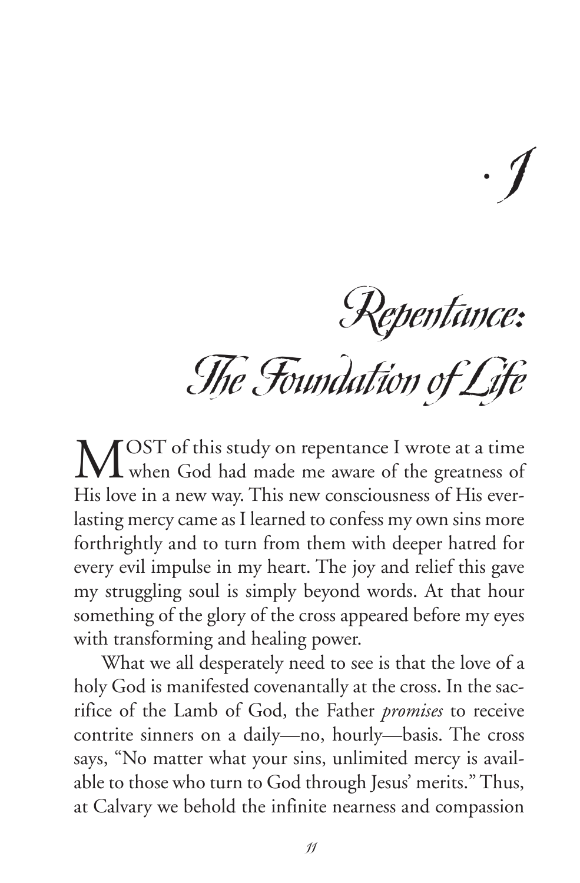# 1

# Repentance: The Foundation of Life

MOST of this study on repentance I wrote at a time when God had made me aware of the greatness of His love in a new way. This new consciousness of His everlasting mercy came as I learned to confess my own sins more forthrightly and to turn from them with deeper hatred for every evil impulse in my heart. The joy and relief this gave my struggling soul is simply beyond words. At that hour something of the glory of the cross appeared before my eyes with transforming and healing power.

What we all desperately need to see is that the love of a holy God is manifested covenantally at the cross. In the sacrifice of the Lamb of God, the Father *promises* to receive contrite sinners on a daily—no, hourly—basis. The cross says, "No matter what your sins, unlimited mercy is available to those who turn to God through Jesus' merits." Thus, at Calvary we behold the infinite nearness and compassion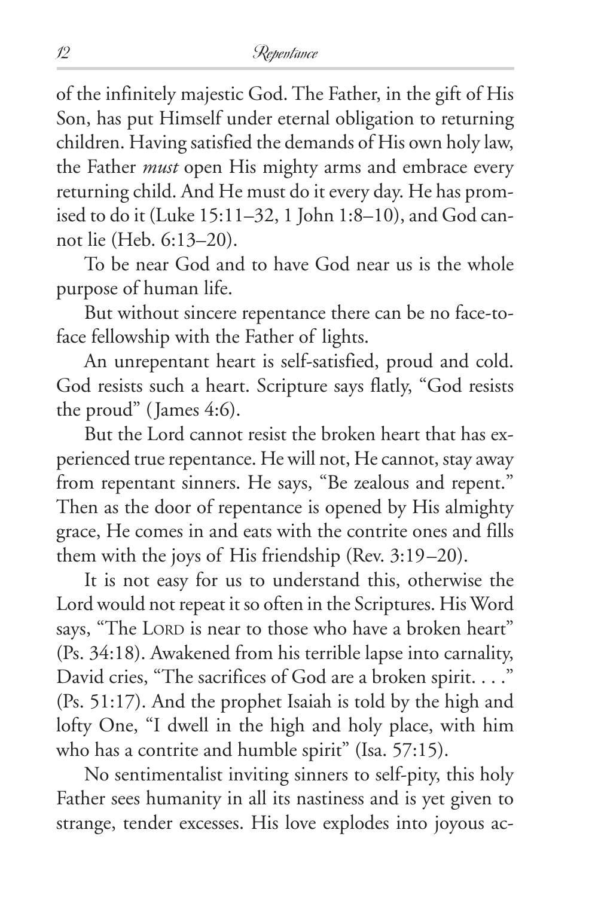of the infinitely majestic God. The Father, in the gift of His Son, has put Himself under eternal obligation to returning children. Having satisfied the demands of His own holy law, the Father *must* open His mighty arms and embrace every returning child. And He must do it every day. He has promised to do it (Luke 15:11–32, 1 John 1:8–10), and God cannot lie (Heb. 6:13–20).

To be near God and to have God near us is the whole purpose of human life.

But without sincere repentance there can be no face-to-face fellowship with the Father of lights.

An unrepentant heart is self-satisfied, proud and cold. God resists such a heart. Scripture says flatly, "God resists the proud" (James 4:6).

But the Lord cannot resist the broken heart that has experienced true repentance. He will not, He cannot, stay away from repentant sinners. He says, "Be zealous and repent." Then as the door of repentance is opened by His almighty grace, He comes in and eats with the contrite ones and fills them with the joys of His friendship (Rev. 3:19–20).

It is not easy for us to understand this, otherwise the Lord would not repeat it so often in the Scriptures. His Word says, "The LORD is near to those who have a broken heart" (Ps. 34:18). Awakened from his terrible lapse into carnality, David cries, "The sacrifices of God are a broken spirit. . . ." (Ps. 51:17). And the prophet Isaiah is told by the high and lofty One, "I dwell in the high and holy place, with him who has a contrite and humble spirit" (Isa. 57:15).

No sentimentalist inviting sinners to self-pity, this holy Father sees humanity in all its nastiness and is yet given to strange, tender excesses. His love explodes into joyous ac-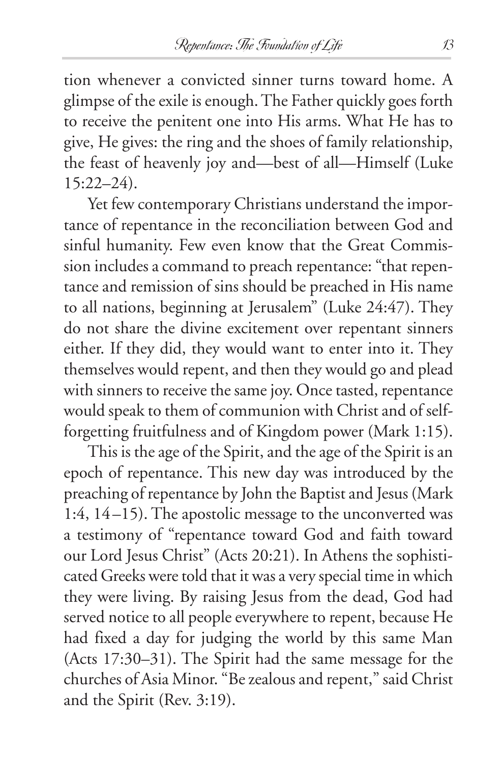tion whenever a convicted sinner turns toward home. A glimpse of the exile is enough. The Father quickly goes forth to receive the penitent one into His arms. What He has to give, He gives: the ring and the shoes of family relationship, the feast of heavenly joy and—best of all—Himself (Luke 15:22–24).

Yet few contemporary Christians understand the importance of repentance in the reconciliation between God and sinful humanity. Few even know that the Great Commission includes a command to preach repentance: "that repentance and remission of sins should be preached in His name to all nations, beginning at Jerusalem" (Luke 24:47). They do not share the divine excitement over repentant sinners either. If they did, they would want to enter into it. They themselves would repent, and then they would go and plead with sinners to receive the same joy. Once tasted, repentance would speak to them of communion with Christ and of self-forgetting fruitfulness and of Kingdom power (Mark 1:15).

This is the age of the Spirit, and the age of the Spirit is an epoch of repentance. This new day was introduced by the preaching of repentance by John the Baptist and Jesus (Mark 1:4, 14–15). The apostolic message to the unconverted was a testimony of "repentance toward God and faith toward our Lord Jesus Christ" (Acts 20:21). In Athens the sophisticated Greeks were told that it was a very special time in which they were living. By raising Jesus from the dead, God had served notice to all people everywhere to repent, because He had fixed a day for judging the world by this same Man (Acts 17:30–31). The Spirit had the same message for the churches of Asia Minor. "Be zealous and repent," said Christ and the Spirit (Rev. 3:19).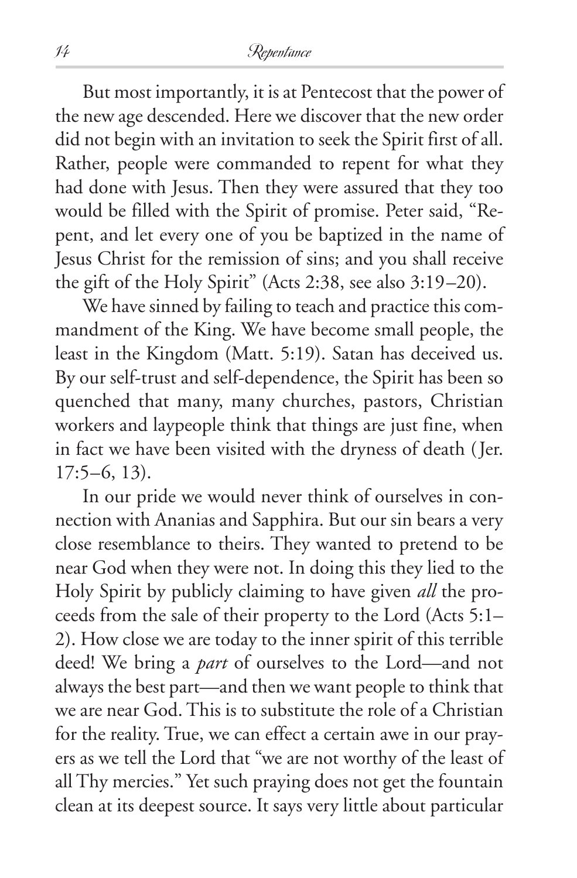But most importantly, it is at Pentecost that the power of the new age descended. Here we discover that the new order did not begin with an invitation to seek the Spirit first of all. Rather, people were commanded to repent for what they had done with Jesus. Then they were assured that they too would be filled with the Spirit of promise. Peter said, "Repent, and let every one of you be baptized in the name of Jesus Christ for the remission of sins; and you shall receive the gift of the Holy Spirit" (Acts 2:38, see also 3:19–20).

We have sinned by failing to teach and practice this commandment of the King. We have become small people, the least in the Kingdom (Matt. 5:19). Satan has deceived us. By our self-trust and self-dependence, the Spirit has been so quenched that many, many churches, pastors, Christian workers and laypeople think that things are just fine, when in fact we have been visited with the dryness of death (Jer. 17:5–6, 13).

In our pride we would never think of ourselves in connection with Ananias and Sapphira. But our sin bears a very close resemblance to theirs. They wanted to pretend to be near God when they were not. In doing this they lied to the Holy Spirit by publicly claiming to have given *all* the proceeds from the sale of their property to the Lord (Acts 5:1–2). How close we are today to the inner spirit of this terrible deed! We bring a *part* of ourselves to the Lord—and not always the best part—and then we want people to think that we are near God. This is to substitute the role of a Christian for the reality. True, we can effect a certain awe in our prayers as we tell the Lord that "we are not worthy of the least of all Thy mercies." Yet such praying does not get the fountain clean at its deepest source. It says very little about particular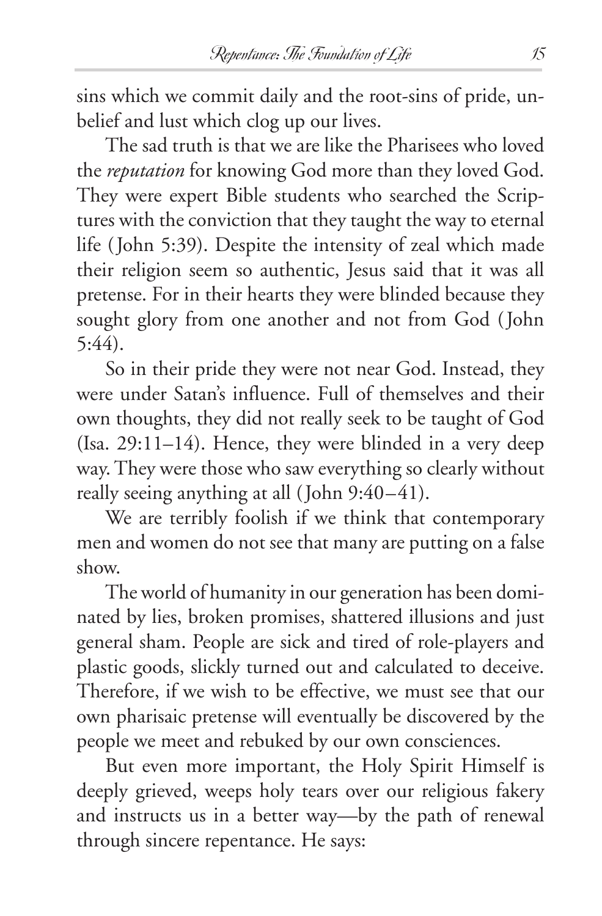sins which we commit daily and the root-sins of pride, unbelief and lust which clog up our lives.

The sad truth is that we are like the Pharisees who loved the *reputation* for knowing God more than they loved God. They were expert Bible students who searched the Scriptures with the conviction that they taught the way to eternal life (John 5:39). Despite the intensity of zeal which made their religion seem so authentic, Jesus said that it was all pretense. For in their hearts they were blinded because they sought glory from one another and not from God (John 5:44).

So in their pride they were not near God. Instead, they were under Satan's influence. Full of themselves and their own thoughts, they did not really seek to be taught of God (Isa. 29:11–14). Hence, they were blinded in a very deep way. They were those who saw everything so clearly without really seeing anything at all (John 9:40–41).

We are terribly foolish if we think that contemporary men and women do not see that many are putting on a false show.

The world of humanity in our generation has been dominated by lies, broken promises, shattered illusions and just general sham. People are sick and tired of role-players and plastic goods, slickly turned out and calculated to deceive. Therefore, if we wish to be effective, we must see that our own pharisaic pretense will eventually be discovered by the people we meet and rebuked by our own consciences.

But even more important, the Holy Spirit Himself is deeply grieved, weeps holy tears over our religious fakery and instructs us in a better way—by the path of renewal through sincere repentance. He says: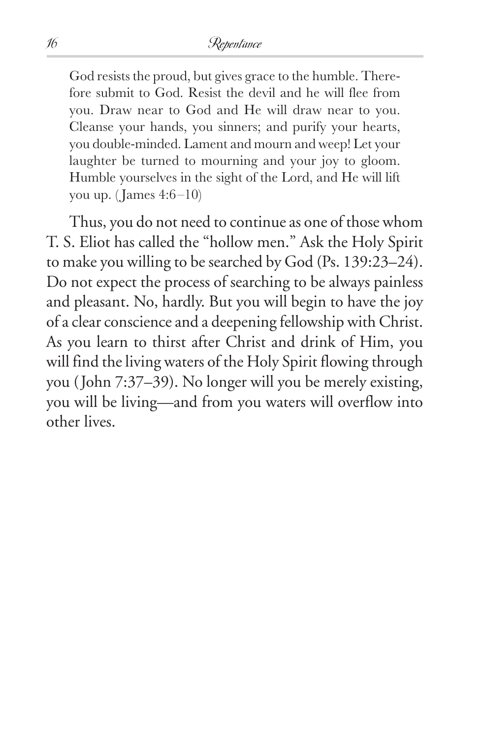> God resists the proud, but gives grace to the humble. Therefore submit to God. Resist the devil and he will flee from you. Draw near to God and He will draw near to you. Cleanse your hands, you sinners; and purify your hearts, you double-minded. Lament and mourn and weep! Let your laughter be turned to mourning and your joy to gloom. Humble yourselves in the sight of the Lord, and He will lift you up. (James 4:6–10)

Thus, you do not need to continue as one of those whom T. S. Eliot has called the "hollow men." Ask the Holy Spirit to make you willing to be searched by God (Ps. 139:23–24). Do not expect the process of searching to be always painless and pleasant. No, hardly. But you will begin to have the joy of a clear conscience and a deepening fellowship with Christ. As you learn to thirst after Christ and drink of Him, you will find the living waters of the Holy Spirit flowing through you (John 7:37–39). No longer will you be merely existing, you will be living—and from you waters will overflow into other lives.